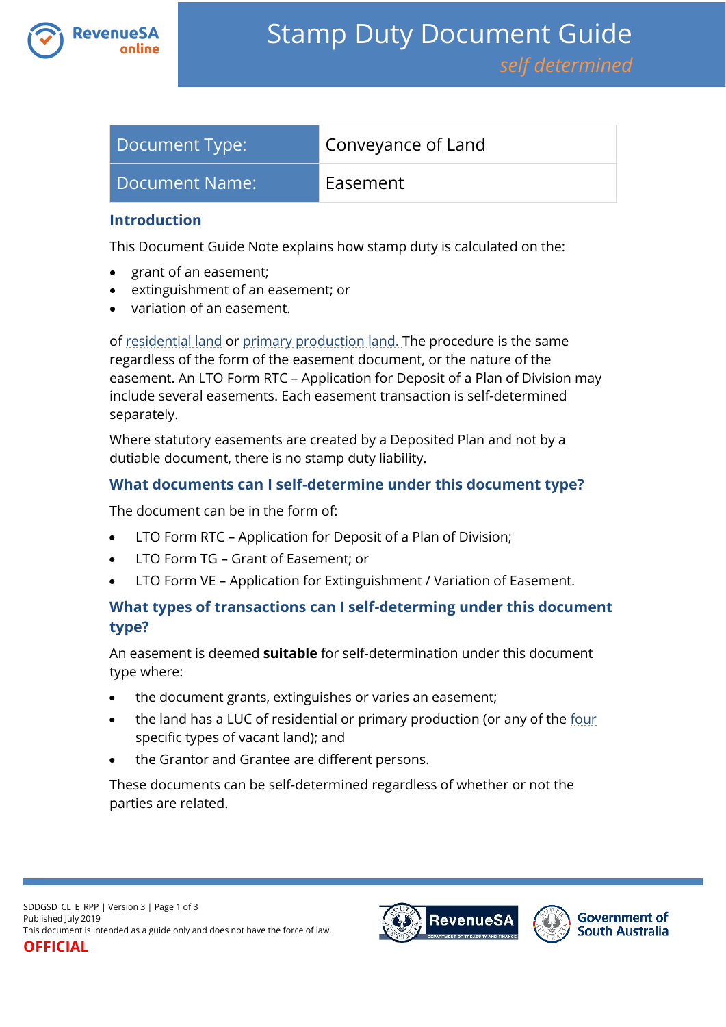# Stamp Duty Document Guide

*self determined*

| Document Type: | Conveyance of Land |
|---|---|
| Document Name: | Easement |

## Introduction

This Document Guide Note explains how stamp duty is calculated on the:

- grant of an easement;
- extinguishment of an easement; or
- variation of an easement.

of residential land or primary production land. The procedure is the same regardless of the form of the easement document, or the nature of the easement. An LTO Form RTC – Application for Deposit of a Plan of Division may include several easements. Each easement transaction is self-determined separately.

Where statutory easements are created by a Deposited Plan and not by a dutiable document, there is no stamp duty liability.

## What documents can I self-determine under this document type?

The document can be in the form of:

- LTO Form RTC – Application for Deposit of a Plan of Division;
- LTO Form TG – Grant of Easement; or
- LTO Form VE – Application for Extinguishment / Variation of Easement.

## What types of transactions can I self-determing under this document type?

An easement is deemed **suitable** for self-determination under this document type where:

- the document grants, extinguishes or varies an easement;
- the land has a LUC of residential or primary production (or any of the four specific types of vacant land); and
- the Grantor and Grantee are different persons.

These documents can be self-determined regardless of whether or not the parties are related.

SDDGSD_CL_E_RPP | Version 3
Published July 2019
This document is intended as a guide only and does not have the force of law.
OFFICIAL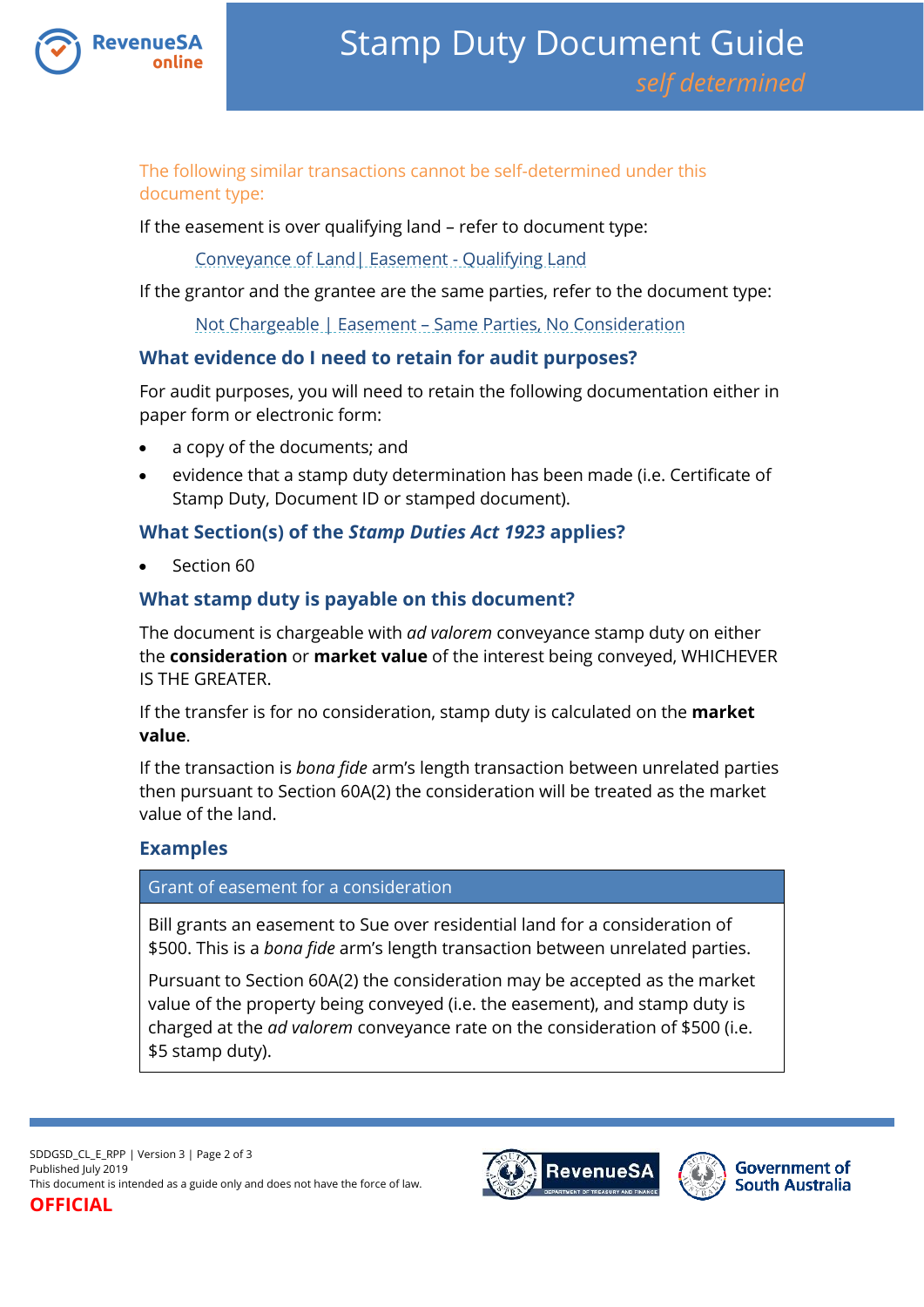The following similar transactions cannot be self-determined under this document type:

If the easement is over qualifying land – refer to document type:

Conveyance of Land| Easement - Qualifying Land

If the grantor and the grantee are the same parties, refer to the document type:

Not Chargeable | Easement – Same Parties, No Consideration

## What evidence do I need to retain for audit purposes?

For audit purposes, you will need to retain the following documentation either in paper form or electronic form:

- a copy of the documents; and
- evidence that a stamp duty determination has been made (i.e. Certificate of Stamp Duty, Document ID or stamped document).

## What Section(s) of the *Stamp Duties Act 1923* applies?

- Section 60

## What stamp duty is payable on this document?

The document is chargeable with *ad valorem* conveyance stamp duty on either the **consideration** or **market value** of the interest being conveyed, WHICHEVER IS THE GREATER.

If the transfer is for no consideration, stamp duty is calculated on the **market value**.

If the transaction is *bona fide* arm's length transaction between unrelated parties then pursuant to Section 60A(2) the consideration will be treated as the market value of the land.

## Examples

| Grant of easement for a consideration |
|---|
| Bill grants an easement to Sue over residential land for a consideration of $500. This is a *bona fide* arm's length transaction between unrelated parties.<br><br>Pursuant to Section 60A(2) the consideration may be accepted as the market value of the property being conveyed (i.e. the easement), and stamp duty is charged at the *ad valorem* conveyance rate on the consideration of $500 (i.e. $5 stamp duty). |

SDDGSD_CL_E_RPP | Version 3
Published July 2019
This document is intended as a guide only and does not have the force of law.
OFFICIAL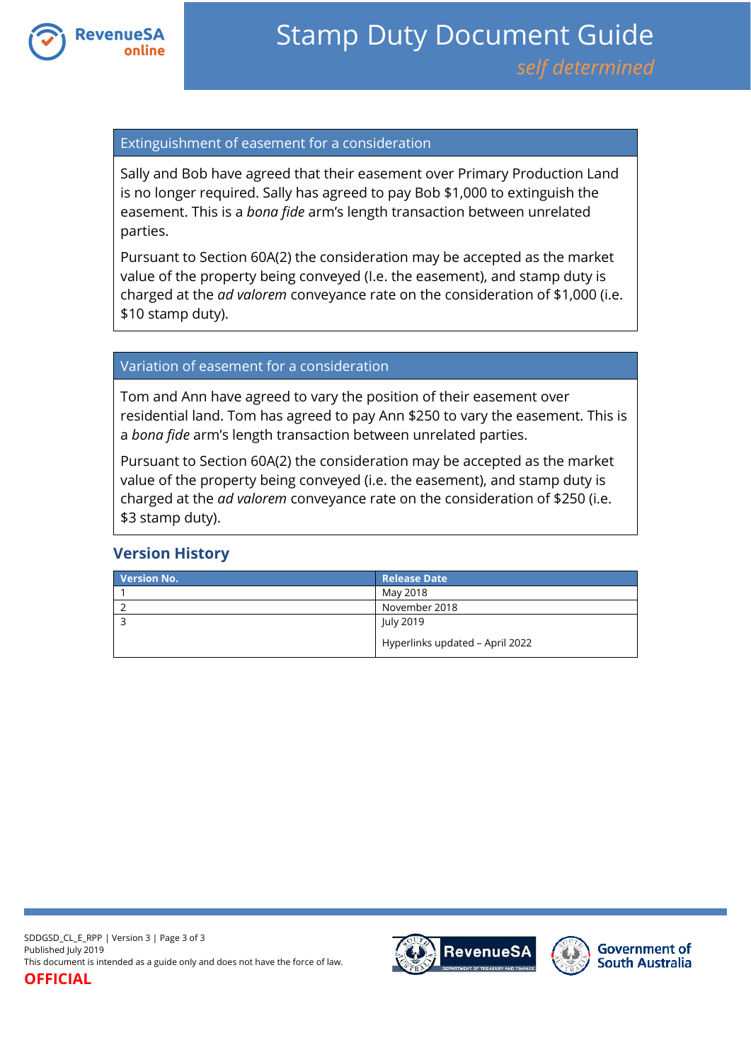### Extinguishment of easement for a consideration

Sally and Bob have agreed that their easement over Primary Production Land is no longer required. Sally has agreed to pay Bob $1,000 to extinguish the easement. This is a *bona fide* arm's length transaction between unrelated parties.

Pursuant to Section 60A(2) the consideration may be accepted as the market value of the property being conveyed (I.e. the easement), and stamp duty is charged at the *ad valorem* conveyance rate on the consideration of $1,000 (i.e. $10 stamp duty).

### Variation of easement for a consideration

Tom and Ann have agreed to vary the position of their easement over residential land. Tom has agreed to pay Ann $250 to vary the easement. This is a *bona fide* arm's length transaction between unrelated parties.

Pursuant to Section 60A(2) the consideration may be accepted as the market value of the property being conveyed (i.e. the easement), and stamp duty is charged at the *ad valorem* conveyance rate on the consideration of $250 (i.e. $3 stamp duty).

## Version History

| Version No. | Release Date |
|---|---|
| 1 | May 2018 |
| 2 | November 2018 |
| 3 | July 2019<br><br>Hyperlinks updated – April 2022 |

SDDGSD_CL_E_RPP | Version 3
Published July 2019
This document is intended as a guide only and does not have the force of law.

**OFFICIAL**